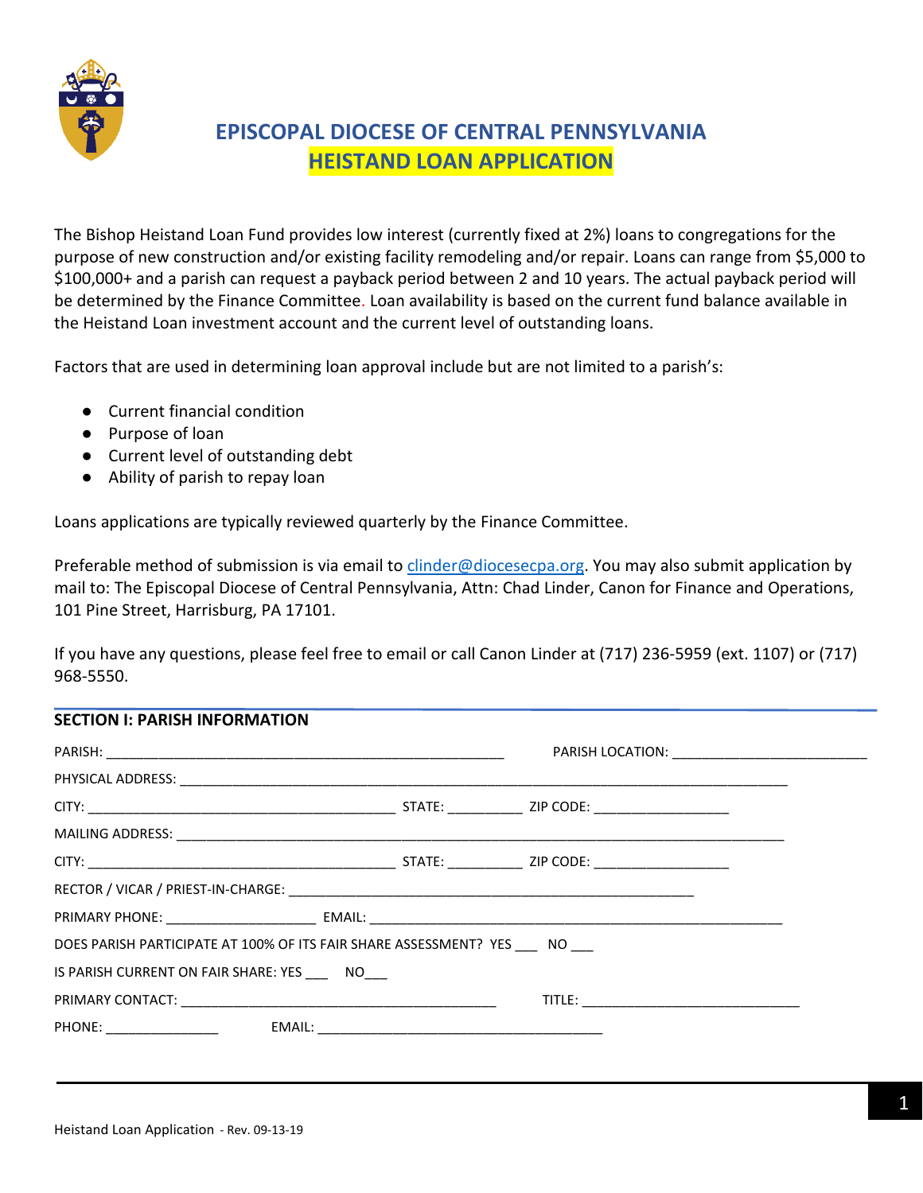# EPISCOPAL DIOCESE OF CENTRAL PENNSYLVANIA

## HEISTAND LOAN APPLICATION

The Bishop Heistand Loan Fund provides low interest (currently fixed at 2%) loans to congregations for the purpose of new construction and/or existing facility remodeling and/or repair. Loans can range from $5,000 to $100,000+ and a parish can request a payback period between 2 and 10 years. The actual payback period will be determined by the Finance Committee. Loan availability is based on the current fund balance available in the Heistand Loan investment account and the current level of outstanding loans.

Factors that are used in determining loan approval include but are not limited to a parish's:

- Current financial condition
- Purpose of loan
- Current level of outstanding debt
- Ability of parish to repay loan

Loans applications are typically reviewed quarterly by the Finance Committee.

Preferable method of submission is via email to clinder@diocesecpa.org. You may also submit application by mail to: The Episcopal Diocese of Central Pennsylvania, Attn: Chad Linder, Canon for Finance and Operations, 101 Pine Street, Harrisburg, PA 17101.

If you have any questions, please feel free to email or call Canon Linder at (717) 236-5959 (ext. 1107) or (717) 968-5550.

### SECTION I: PARISH INFORMATION

PARISH: ______________________________________________________ PARISH LOCATION: __________________________

PHYSICAL ADDRESS: ____________________________________________________________________________________

CITY: __________________________________________ STATE: __________ ZIP CODE: __________________

MAILING ADDRESS: _____________________________________________________________________________________

CITY: __________________________________________ STATE: __________ ZIP CODE: __________________

RECTOR / VICAR / PRIEST-IN-CHARGE: _______________________________________________________

PRIMARY PHONE: ____________________ EMAIL: ________________________________________________________

DOES PARISH PARTICIPATE AT 100% OF ITS FAIR SHARE ASSESSMENT? YES ___ NO ___

IS PARISH CURRENT ON FAIR SHARE: YES ___ NO___

PRIMARY CONTACT: ___________________________________________ TITLE: _____________________________

PHONE: _______________ EMAIL: ______________________________________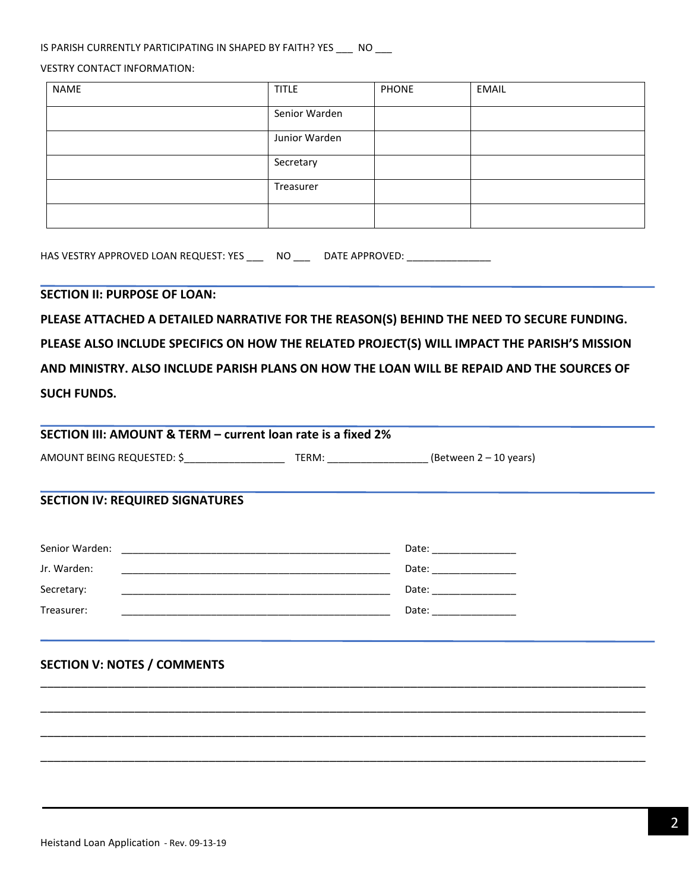IS PARISH CURRENTLY PARTICIPATING IN SHAPED BY FAITH? YES ___ NO ___

VESTRY CONTACT INFORMATION:

| NAME | TITLE | PHONE | EMAIL |
|---|---|---|---|
| | Senior Warden | | |
| | Junior Warden | | |
| | Secretary | | |
| | Treasurer | | |
| | | | |

HAS VESTRY APPROVED LOAN REQUEST: YES ___ NO ___ DATE APPROVED: _______________

## SECTION II: PURPOSE OF LOAN:

**PLEASE ATTACHED A DETAILED NARRATIVE FOR THE REASON(S) BEHIND THE NEED TO SECURE FUNDING. PLEASE ALSO INCLUDE SPECIFICS ON HOW THE RELATED PROJECT(S) WILL IMPACT THE PARISH'S MISSION AND MINISTRY. ALSO INCLUDE PARISH PLANS ON HOW THE LOAN WILL BE REPAID AND THE SOURCES OF SUCH FUNDS.**

## SECTION III: AMOUNT & TERM – current loan rate is a fixed 2%

AMOUNT BEING REQUESTED: $__________________ TERM: __________________ (Between 2 – 10 years)

## SECTION IV: REQUIRED SIGNATURES

Senior Warden: ________________________________________________ Date: _______________

Jr. Warden: ________________________________________________ Date: _______________

Secretary: ________________________________________________ Date: _______________

Treasurer: ________________________________________________ Date: _______________

## SECTION V: NOTES / COMMENTS

____________________________________________________________________________________________

____________________________________________________________________________________________

____________________________________________________________________________________________

____________________________________________________________________________________________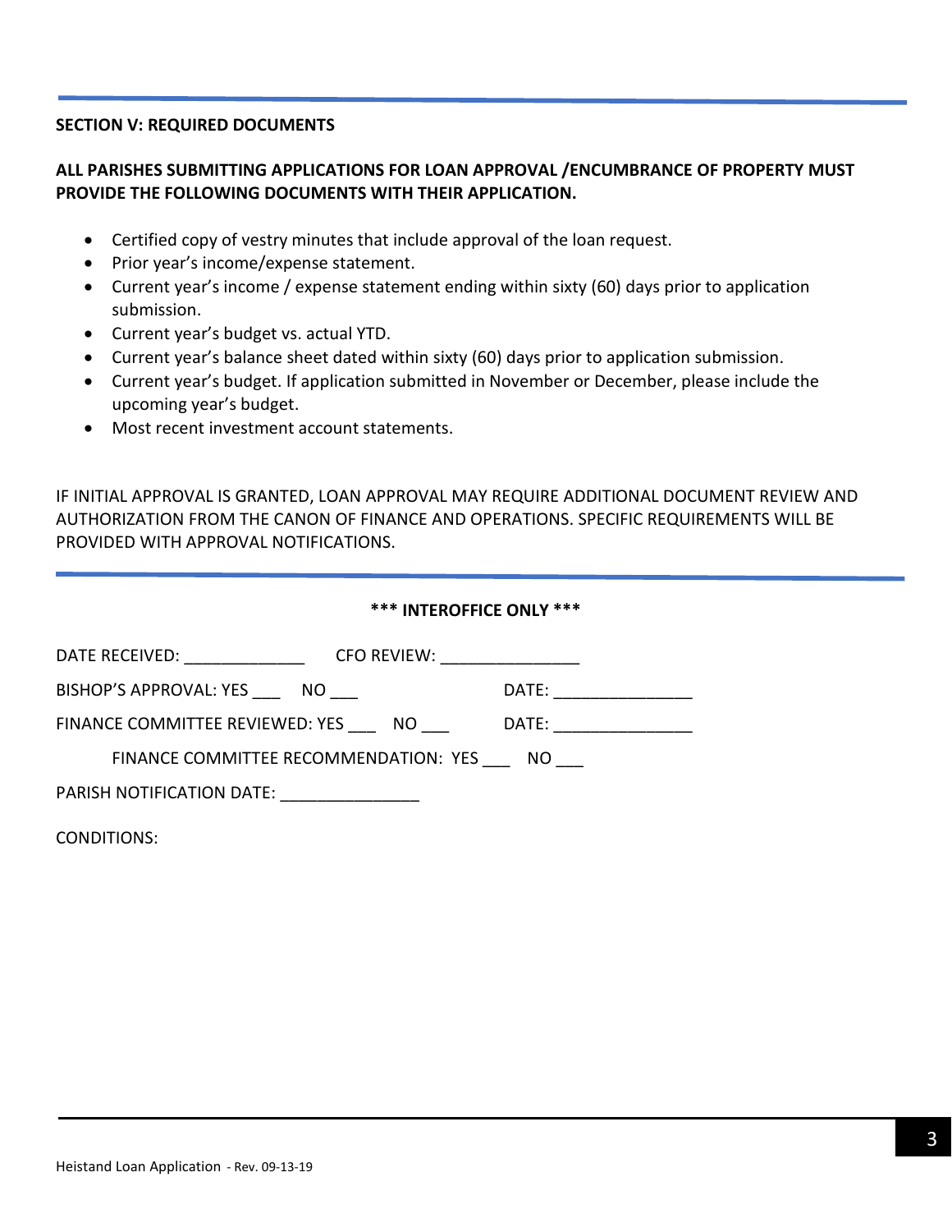**SECTION V: REQUIRED DOCUMENTS**

**ALL PARISHES SUBMITTING APPLICATIONS FOR LOAN APPROVAL /ENCUMBRANCE OF PROPERTY MUST PROVIDE THE FOLLOWING DOCUMENTS WITH THEIR APPLICATION.**

- Certified copy of vestry minutes that include approval of the loan request.
- Prior year's income/expense statement.
- Current year's income / expense statement ending within sixty (60) days prior to application submission.
- Current year's budget vs. actual YTD.
- Current year's balance sheet dated within sixty (60) days prior to application submission.
- Current year's budget. If application submitted in November or December, please include the upcoming year's budget.
- Most recent investment account statements.

IF INITIAL APPROVAL IS GRANTED, LOAN APPROVAL MAY REQUIRE ADDITIONAL DOCUMENT REVIEW AND AUTHORIZATION FROM THE CANON OF FINANCE AND OPERATIONS. SPECIFIC REQUIREMENTS WILL BE PROVIDED WITH APPROVAL NOTIFICATIONS.

---

**\*\*\* INTEROFFICE ONLY \*\*\***

DATE RECEIVED: _____________ CFO REVIEW: _______________

BISHOP'S APPROVAL: YES ___ NO ___ DATE: _______________

FINANCE COMMITTEE REVIEWED: YES ___ NO ___ DATE: _______________

FINANCE COMMITTEE RECOMMENDATION: YES ___ NO ___

PARISH NOTIFICATION DATE: _______________

CONDITIONS: